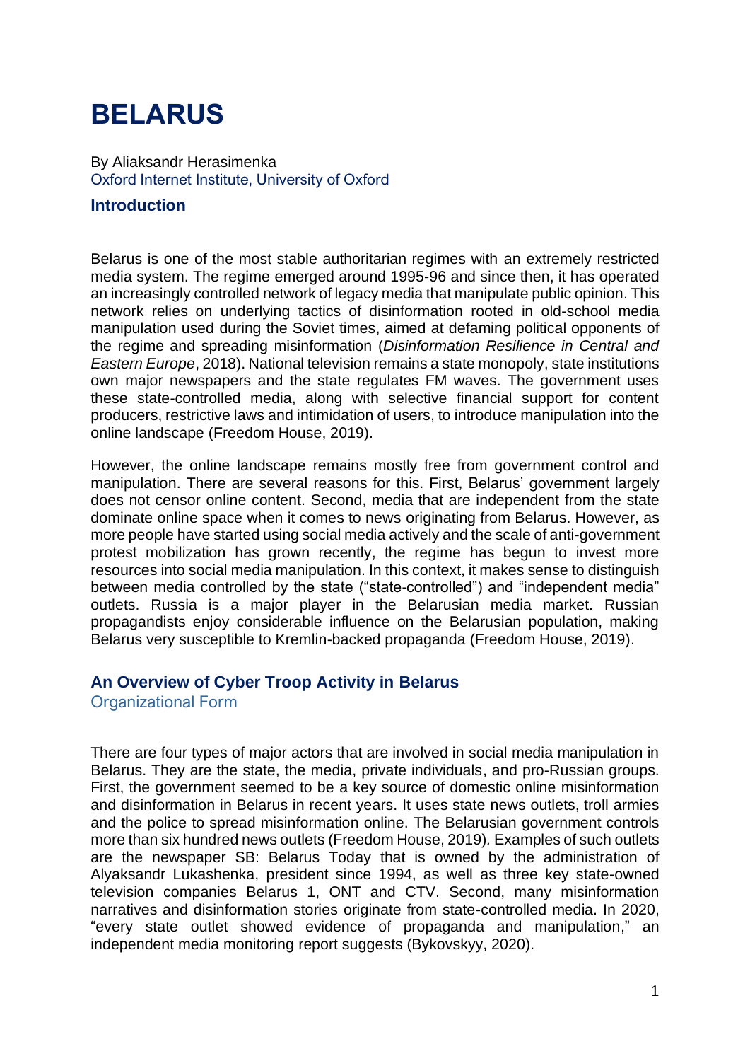# BELARUS

By Aliaksandr Herasimenka
Oxford Internet Institute, University of Oxford

## Introduction

Belarus is one of the most stable authoritarian regimes with an extremely restricted media system. The regime emerged around 1995-96 and since then, it has operated an increasingly controlled network of legacy media that manipulate public opinion. This network relies on underlying tactics of disinformation rooted in old-school media manipulation used during the Soviet times, aimed at defaming political opponents of the regime and spreading misinformation (*Disinformation Resilience in Central and Eastern Europe*, 2018). National television remains a state monopoly, state institutions own major newspapers and the state regulates FM waves. The government uses these state-controlled media, along with selective financial support for content producers, restrictive laws and intimidation of users, to introduce manipulation into the online landscape (Freedom House, 2019).

However, the online landscape remains mostly free from government control and manipulation. There are several reasons for this. First, Belarus' government largely does not censor online content. Second, media that are independent from the state dominate online space when it comes to news originating from Belarus. However, as more people have started using social media actively and the scale of anti-government protest mobilization has grown recently, the regime has begun to invest more resources into social media manipulation. In this context, it makes sense to distinguish between media controlled by the state ("state-controlled") and "independent media" outlets. Russia is a major player in the Belarusian media market. Russian propagandists enjoy considerable influence on the Belarusian population, making Belarus very susceptible to Kremlin-backed propaganda (Freedom House, 2019).

## An Overview of Cyber Troop Activity in Belarus

### Organizational Form

There are four types of major actors that are involved in social media manipulation in Belarus. They are the state, the media, private individuals, and pro-Russian groups. First, the government seemed to be a key source of domestic online misinformation and disinformation in Belarus in recent years. It uses state news outlets, troll armies and the police to spread misinformation online. The Belarusian government controls more than six hundred news outlets (Freedom House, 2019). Examples of such outlets are the newspaper SB: Belarus Today that is owned by the administration of Alyaksandr Lukashenka, president since 1994, as well as three key state-owned television companies Belarus 1, ONT and CTV. Second, many misinformation narratives and disinformation stories originate from state-controlled media. In 2020, "every state outlet showed evidence of propaganda and manipulation," an independent media monitoring report suggests (Bykovskyy, 2020).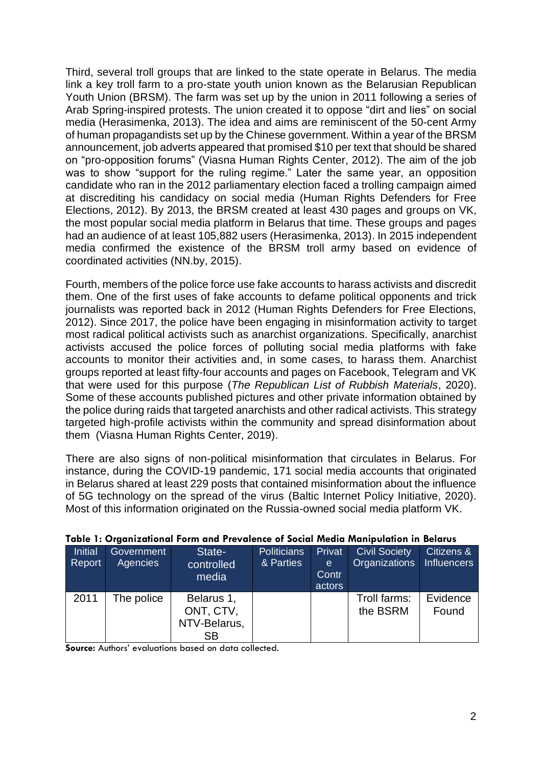Third, several troll groups that are linked to the state operate in Belarus. The media link a key troll farm to a pro-state youth union known as the Belarusian Republican Youth Union (BRSM). The farm was set up by the union in 2011 following a series of Arab Spring-inspired protests. The union created it to oppose "dirt and lies" on social media (Herasimenka, 2013). The idea and aims are reminiscent of the 50-cent Army of human propagandists set up by the Chinese government. Within a year of the BRSM announcement, job adverts appeared that promised $10 per text that should be shared on "pro-opposition forums" (Viasna Human Rights Center, 2012). The aim of the job was to show "support for the ruling regime." Later the same year, an opposition candidate who ran in the 2012 parliamentary election faced a trolling campaign aimed at discrediting his candidacy on social media (Human Rights Defenders for Free Elections, 2012). By 2013, the BRSM created at least 430 pages and groups on VK, the most popular social media platform in Belarus that time. These groups and pages had an audience of at least 105,882 users (Herasimenka, 2013). In 2015 independent media confirmed the existence of the BRSM troll army based on evidence of coordinated activities (NN.by, 2015).

Fourth, members of the police force use fake accounts to harass activists and discredit them. One of the first uses of fake accounts to defame political opponents and trick journalists was reported back in 2012 (Human Rights Defenders for Free Elections, 2012). Since 2017, the police have been engaging in misinformation activity to target most radical political activists such as anarchist organizations. Specifically, anarchist activists accused the police forces of polluting social media platforms with fake accounts to monitor their activities and, in some cases, to harass them. Anarchist groups reported at least fifty-four accounts and pages on Facebook, Telegram and VK that were used for this purpose (*The Republican List of Rubbish Materials*, 2020). Some of these accounts published pictures and other private information obtained by the police during raids that targeted anarchists and other radical activists. This strategy targeted high-profile activists within the community and spread disinformation about them (Viasna Human Rights Center, 2019).

There are also signs of non-political misinformation that circulates in Belarus. For instance, during the COVID-19 pandemic, 171 social media accounts that originated in Belarus shared at least 229 posts that contained misinformation about the influence of 5G technology on the spread of the virus (Baltic Internet Policy Initiative, 2020). Most of this information originated on the Russia-owned social media platform VK.

**Table 1: Organizational Form and Prevalence of Social Media Manipulation in Belarus**

| Initial Report | Government Agencies | State-controlled media | Politicians & Parties | Private Contractors | Civil Society Organizations | Citizens & Influencers |
|---|---|---|---|---|---|---|
| 2011 | The police | Belarus 1, ONT, CTV, NTV-Belarus, SB | | | Troll farms: the BSRM | Evidence Found |

**Source:** Authors' evaluations based on data collected.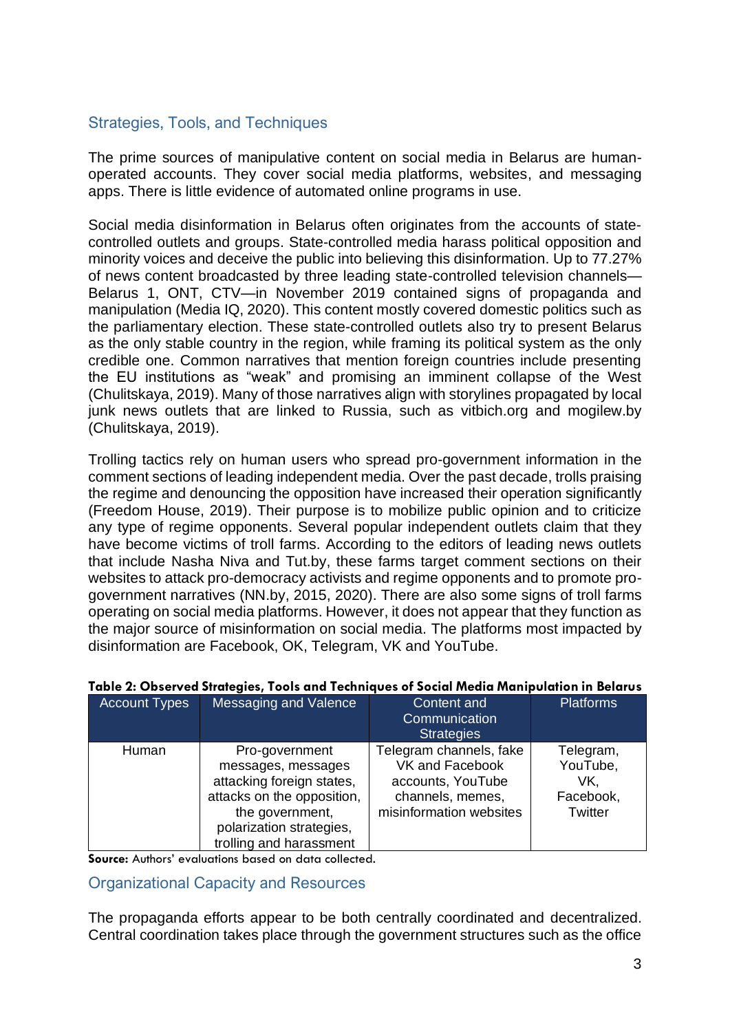## Strategies, Tools, and Techniques

The prime sources of manipulative content on social media in Belarus are human-operated accounts. They cover social media platforms, websites, and messaging apps. There is little evidence of automated online programs in use.

Social media disinformation in Belarus often originates from the accounts of state-controlled outlets and groups. State-controlled media harass political opposition and minority voices and deceive the public into believing this disinformation. Up to 77.27% of news content broadcasted by three leading state-controlled television channels—Belarus 1, ONT, CTV—in November 2019 contained signs of propaganda and manipulation (Media IQ, 2020). This content mostly covered domestic politics such as the parliamentary election. These state-controlled outlets also try to present Belarus as the only stable country in the region, while framing its political system as the only credible one. Common narratives that mention foreign countries include presenting the EU institutions as "weak" and promising an imminent collapse of the West (Chulitskaya, 2019). Many of those narratives align with storylines propagated by local junk news outlets that are linked to Russia, such as vitbich.org and mogilew.by (Chulitskaya, 2019).

Trolling tactics rely on human users who spread pro-government information in the comment sections of leading independent media. Over the past decade, trolls praising the regime and denouncing the opposition have increased their operation significantly (Freedom House, 2019). Their purpose is to mobilize public opinion and to criticize any type of regime opponents. Several popular independent outlets claim that they have become victims of troll farms. According to the editors of leading news outlets that include Nasha Niva and Tut.by, these farms target comment sections on their websites to attack pro-democracy activists and regime opponents and to promote pro-government narratives (NN.by, 2015, 2020). There are also some signs of troll farms operating on social media platforms. However, it does not appear that they function as the major source of misinformation on social media. The platforms most impacted by disinformation are Facebook, OK, Telegram, VK and YouTube.

**Table 2: Observed Strategies, Tools and Techniques of Social Media Manipulation in Belarus**

| Account Types | Messaging and Valence | Content and Communication Strategies | Platforms |
|---|---|---|---|
| Human | Pro-government messages, messages attacking foreign states, attacks on the opposition, the government, polarization strategies, trolling and harassment | Telegram channels, fake VK and Facebook accounts, YouTube channels, memes, misinformation websites | Telegram, YouTube, VK, Facebook, Twitter |

**Source:** Authors' evaluations based on data collected.

## Organizational Capacity and Resources

The propaganda efforts appear to be both centrally coordinated and decentralized. Central coordination takes place through the government structures such as the office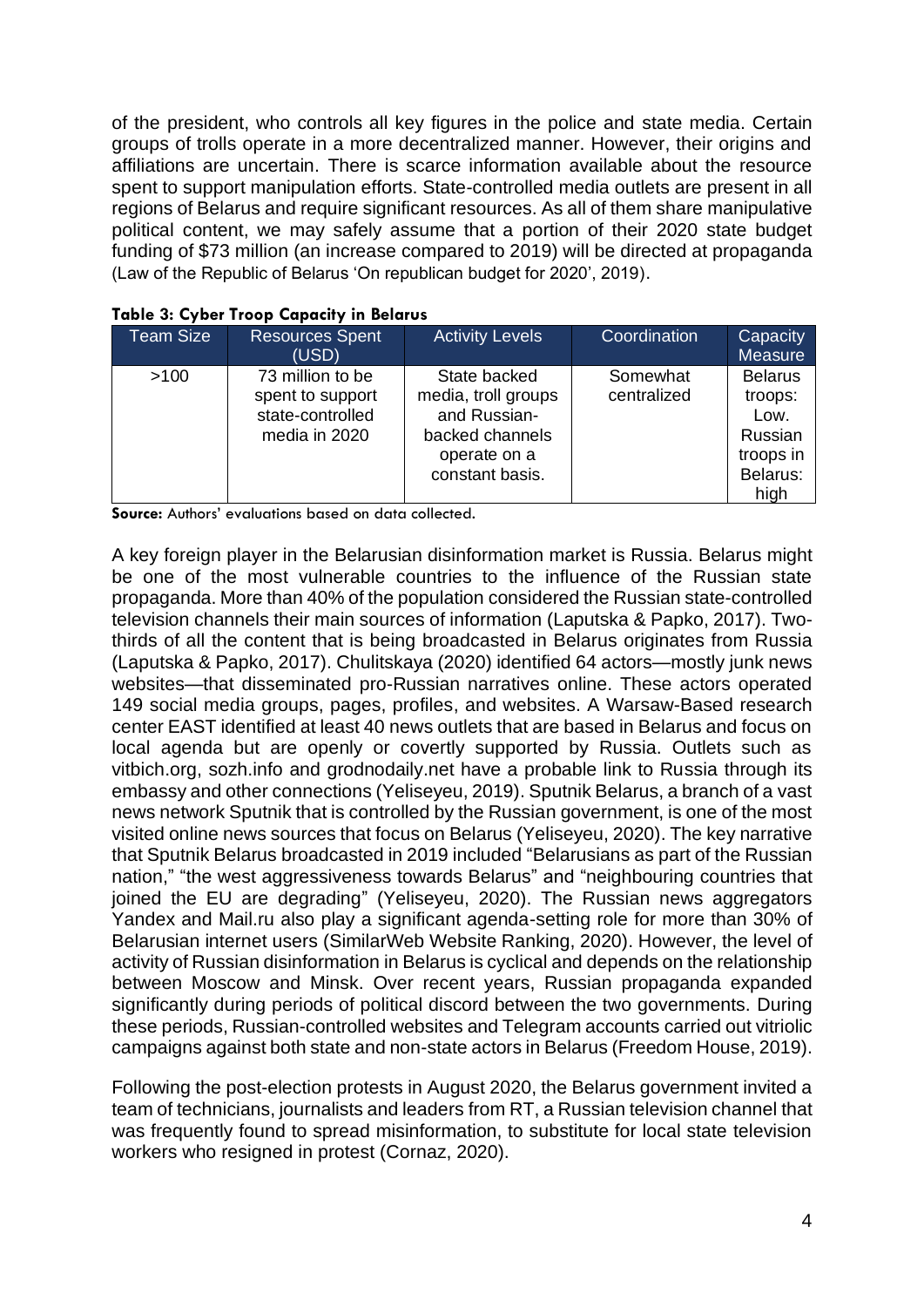of the president, who controls all key figures in the police and state media. Certain groups of trolls operate in a more decentralized manner. However, their origins and affiliations are uncertain. There is scarce information available about the resource spent to support manipulation efforts. State-controlled media outlets are present in all regions of Belarus and require significant resources. As all of them share manipulative political content, we may safely assume that a portion of their 2020 state budget funding of $73 million (an increase compared to 2019) will be directed at propaganda (Law of the Republic of Belarus 'On republican budget for 2020', 2019).

**Table 3: Cyber Troop Capacity in Belarus**

| Team Size | Resources Spent (USD) | Activity Levels | Coordination | Capacity Measure |
|---|---|---|---|---|
| >100 | 73 million to be spent to support state-controlled media in 2020 | State backed media, troll groups and Russian-backed channels operate on a constant basis. | Somewhat centralized | Belarus troops: Low. Russian troops in Belarus: high |

**Source:** Authors' evaluations based on data collected.

A key foreign player in the Belarusian disinformation market is Russia. Belarus might be one of the most vulnerable countries to the influence of the Russian state propaganda. More than 40% of the population considered the Russian state-controlled television channels their main sources of information (Laputska & Papko, 2017). Two-thirds of all the content that is being broadcasted in Belarus originates from Russia (Laputska & Papko, 2017). Chulitskaya (2020) identified 64 actors—mostly junk news websites—that disseminated pro-Russian narratives online. These actors operated 149 social media groups, pages, profiles, and websites. A Warsaw-Based research center EAST identified at least 40 news outlets that are based in Belarus and focus on local agenda but are openly or covertly supported by Russia. Outlets such as vitbich.org, sozh.info and grodnodaily.net have a probable link to Russia through its embassy and other connections (Yeliseyeu, 2019). Sputnik Belarus, a branch of a vast news network Sputnik that is controlled by the Russian government, is one of the most visited online news sources that focus on Belarus (Yeliseyeu, 2020). The key narrative that Sputnik Belarus broadcasted in 2019 included "Belarusians as part of the Russian nation," "the west aggressiveness towards Belarus" and "neighbouring countries that joined the EU are degrading" (Yeliseyeu, 2020). The Russian news aggregators Yandex and Mail.ru also play a significant agenda-setting role for more than 30% of Belarusian internet users (SimilarWeb Website Ranking, 2020). However, the level of activity of Russian disinformation in Belarus is cyclical and depends on the relationship between Moscow and Minsk. Over recent years, Russian propaganda expanded significantly during periods of political discord between the two governments. During these periods, Russian-controlled websites and Telegram accounts carried out vitriolic campaigns against both state and non-state actors in Belarus (Freedom House, 2019).

Following the post-election protests in August 2020, the Belarus government invited a team of technicians, journalists and leaders from RT, a Russian television channel that was frequently found to spread misinformation, to substitute for local state television workers who resigned in protest (Cornaz, 2020).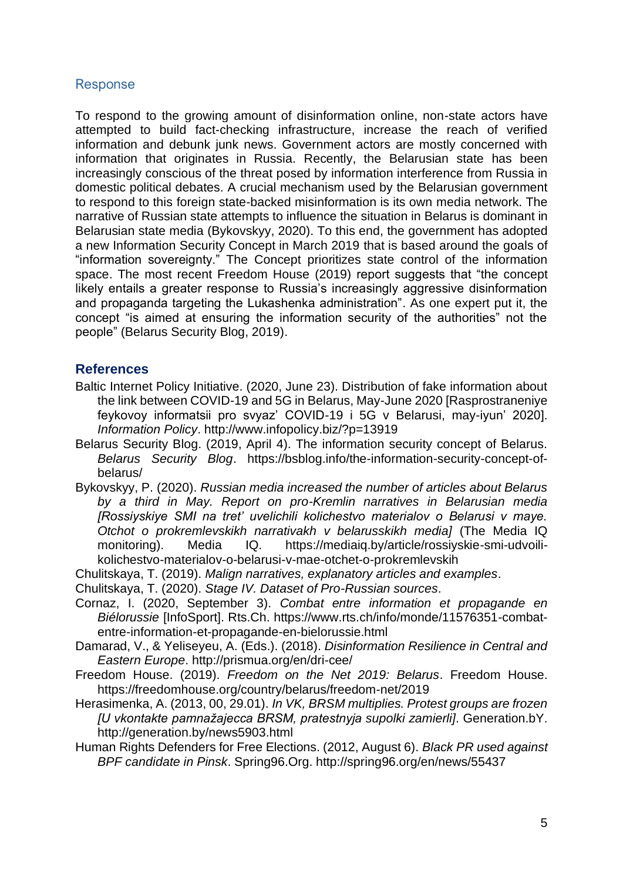## Response

To respond to the growing amount of disinformation online, non-state actors have attempted to build fact-checking infrastructure, increase the reach of verified information and debunk junk news. Government actors are mostly concerned with information that originates in Russia. Recently, the Belarusian state has been increasingly conscious of the threat posed by information interference from Russia in domestic political debates. A crucial mechanism used by the Belarusian government to respond to this foreign state-backed misinformation is its own media network. The narrative of Russian state attempts to influence the situation in Belarus is dominant in Belarusian state media (Bykovskyy, 2020). To this end, the government has adopted a new Information Security Concept in March 2019 that is based around the goals of "information sovereignty." The Concept prioritizes state control of the information space. The most recent Freedom House (2019) report suggests that "the concept likely entails a greater response to Russia's increasingly aggressive disinformation and propaganda targeting the Lukashenka administration". As one expert put it, the concept "is aimed at ensuring the information security of the authorities" not the people" (Belarus Security Blog, 2019).

## References

Baltic Internet Policy Initiative. (2020, June 23). Distribution of fake information about the link between COVID-19 and 5G in Belarus, May-June 2020 [Rasprostraneniye feykovoy informatsii pro svyaz' COVID-19 i 5G v Belarusi, may-iyun' 2020]. *Information Policy*. http://www.infopolicy.biz/?p=13919

Belarus Security Blog. (2019, April 4). The information security concept of Belarus. *Belarus Security Blog*. https://bsblog.info/the-information-security-concept-of-belarus/

Bykovskyy, P. (2020). *Russian media increased the number of articles about Belarus by a third in May. Report on pro-Kremlin narratives in Belarusian media [Rossiyskiye SMI na tret' uvelichili kolichestvo materialov o Belarusi v maye. Otchot o prokremlevskikh narrativakh v belarusskikh media]* (The Media IQ monitoring). Media IQ. https://mediaiq.by/article/rossiyskie-smi-udvoili-kolichestvo-materialov-o-belarusi-v-mae-otchet-o-prokremlevskih

Chulitskaya, T. (2019). *Malign narratives, explanatory articles and examples*.

Chulitskaya, T. (2020). *Stage IV. Dataset of Pro-Russian sources*.

Cornaz, I. (2020, September 3). *Combat entre information et propagande en Biélorussie* [InfoSport]. Rts.Ch. https://www.rts.ch/info/monde/11576351-combat-entre-information-et-propagande-en-bielorussie.html

Damarad, V., & Yeliseyeu, A. (Eds.). (2018). *Disinformation Resilience in Central and Eastern Europe*. http://prismua.org/en/dri-cee/

Freedom House. (2019). *Freedom on the Net 2019: Belarus*. Freedom House. https://freedomhouse.org/country/belarus/freedom-net/2019

Herasimenka, A. (2013, 00, 29.01). *In VK, BRSM multiplies. Protest groups are frozen [U vkontakte pamnažajecca BRSM, pratestnyja supolki zamierli]*. Generation.bY. http://generation.by/news5903.html

Human Rights Defenders for Free Elections. (2012, August 6). *Black PR used against BPF candidate in Pinsk*. Spring96.Org. http://spring96.org/en/news/55437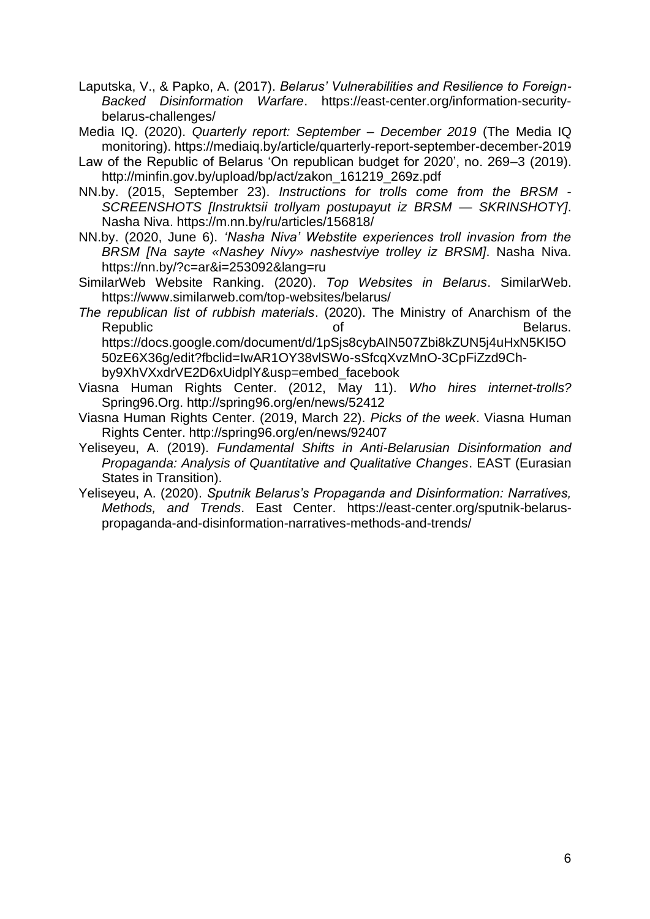Laputska, V., & Papko, A. (2017). *Belarus' Vulnerabilities and Resilience to Foreign-Backed Disinformation Warfare*. https://east-center.org/information-security-belarus-challenges/

Media IQ. (2020). *Quarterly report: September – December 2019* (The Media IQ monitoring). https://mediaiq.by/article/quarterly-report-september-december-2019

Law of the Republic of Belarus 'On republican budget for 2020', no. 269–3 (2019). http://minfin.gov.by/upload/bp/act/zakon_161219_269z.pdf

NN.by. (2015, September 23). *Instructions for trolls come from the BRSM - SCREENSHOTS [Instruktsii trollyam postupayut iz BRSM — SKRINSHOTY]*. Nasha Niva. https://m.nn.by/ru/articles/156818/

NN.by. (2020, June 6). *'Nasha Niva' Webstite experiences troll invasion from the BRSM [Na sayte «Nashey Nivy» nashestviye trolley iz BRSM]*. Nasha Niva. https://nn.by/?c=ar&i=253092&lang=ru

SimilarWeb Website Ranking. (2020). *Top Websites in Belarus*. SimilarWeb. https://www.similarweb.com/top-websites/belarus/

*The republican list of rubbish materials*. (2020). The Ministry of Anarchism of the Republic of Belarus. https://docs.google.com/document/d/1pSjs8cybAIN507Zbi8kZUN5j4uHxN5KI5O50zE6X36g/edit?fbclid=IwAR1OY38vlSWo-sSfcqXvzMnO-3CpFiZzd9Ch-by9XhVXxdrVE2D6xUidplY&usp=embed_facebook

Viasna Human Rights Center. (2012, May 11). *Who hires internet-trolls?* Spring96.Org. http://spring96.org/en/news/52412

Viasna Human Rights Center. (2019, March 22). *Picks of the week*. Viasna Human Rights Center. http://spring96.org/en/news/92407

Yeliseyeu, A. (2019). *Fundamental Shifts in Anti-Belarusian Disinformation and Propaganda: Analysis of Quantitative and Qualitative Changes*. EAST (Eurasian States in Transition).

Yeliseyeu, A. (2020). *Sputnik Belarus's Propaganda and Disinformation: Narratives, Methods, and Trends*. East Center. https://east-center.org/sputnik-belarus-propaganda-and-disinformation-narratives-methods-and-trends/